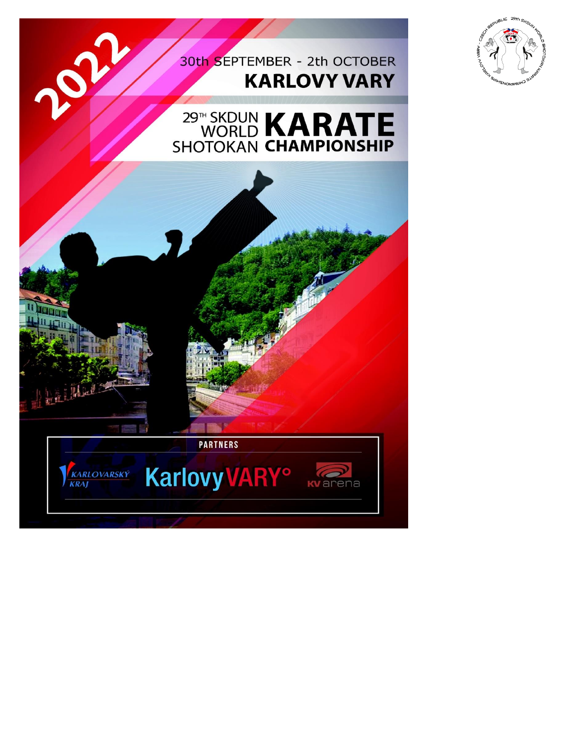# 2022

30th SEPTEMBER - 2th OCTOBER

**KARLOVY VARY**

# 29TH SKDUN WORLD SHOTOKAN KARATE CHAMPIONSHIP

**PARTNERS**

KARLOVARSKÝ KRAJ | Karlovy VARY | KV arena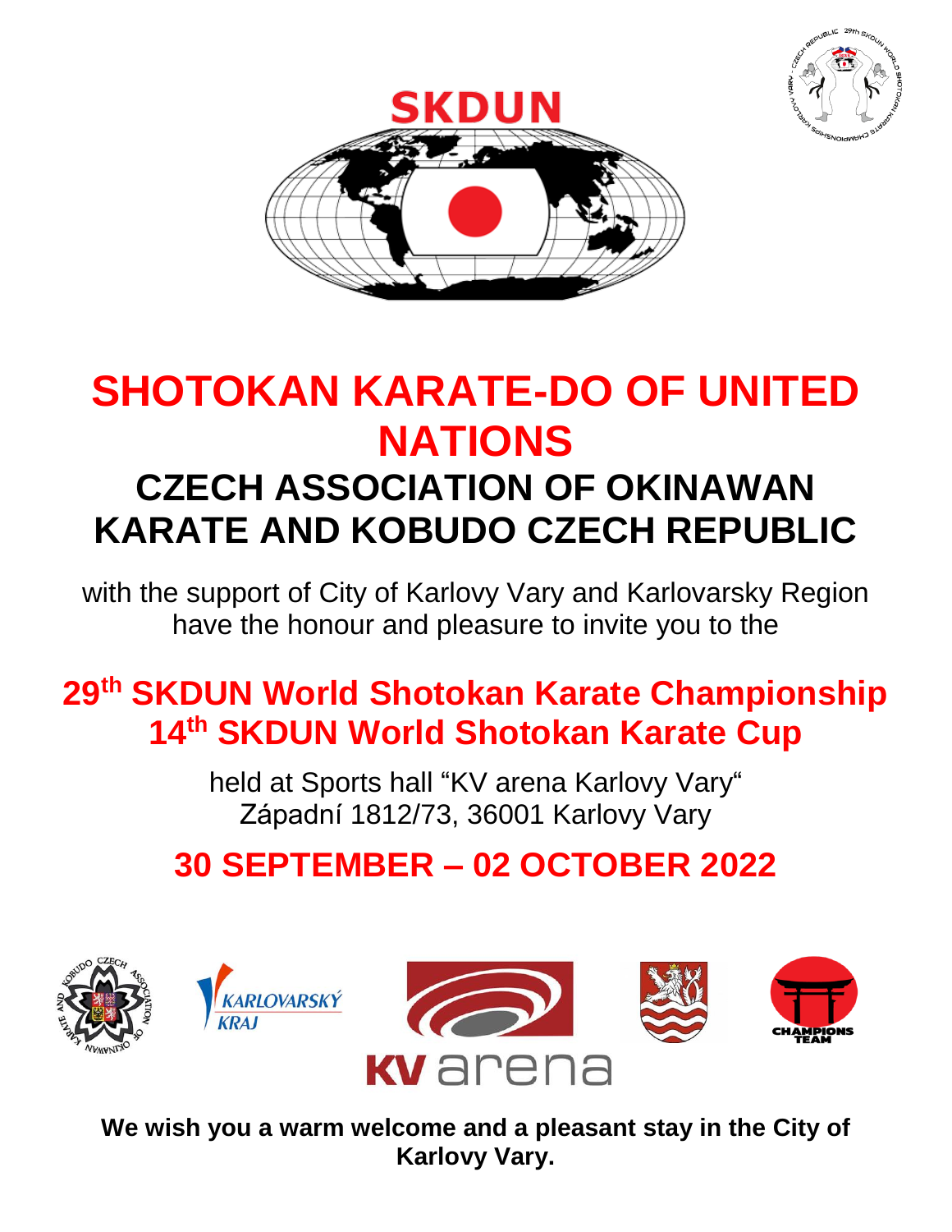# SKDUN

# SHOTOKAN KARATE-DO OF UNITED NATIONS

## CZECH ASSOCIATION OF OKINAWAN KARATE AND KOBUDO CZECH REPUBLIC

with the support of City of Karlovy Vary and Karlovarsky Region have the honour and pleasure to invite you to the

## 29th SKDUN World Shotokan Karate Championship
## 14th SKDUN World Shotokan Karate Cup

held at Sports hall "KV arena Karlovy Vary"
Západní 1812/73, 36001 Karlovy Vary

## 30 SEPTEMBER – 02 OCTOBER 2022

**We wish you a warm welcome and a pleasant stay in the City of Karlovy Vary.**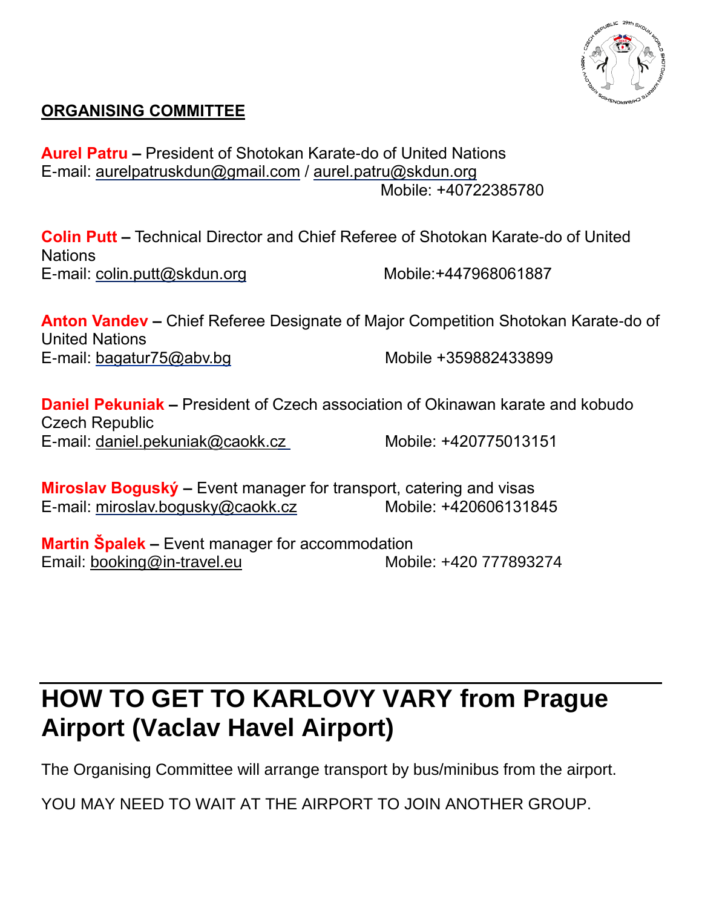## ORGANISING COMMITTEE

**Aurel Patru –** President of Shotokan Karate-do of United Nations
E-mail: aurelpatruskdun@gmail.com / aurel.patru@skdun.org
Mobile: +40722385780

**Colin Putt –** Technical Director and Chief Referee of Shotokan Karate-do of United Nations
E-mail: colin.putt@skdun.org Mobile:+447968061887

**Anton Vandev –** Chief Referee Designate of Major Competition Shotokan Karate-do of United Nations
E-mail: bagatur75@abv.bg Mobile +359882433899

**Daniel Pekuniak –** President of Czech association of Okinawan karate and kobudo Czech Republic
E-mail: daniel.pekuniak@caokk.cz Mobile: +420775013151

**Miroslav Boguský –** Event manager for transport, catering and visas
E-mail: miroslav.bogusky@caokk.cz Mobile: +420606131845

**Martin Špalek –** Event manager for accommodation
Email: booking@in-travel.eu Mobile: +420 777893274

# HOW TO GET TO KARLOVY VARY from Prague Airport (Vaclav Havel Airport)

The Organising Committee will arrange transport by bus/minibus from the airport.

YOU MAY NEED TO WAIT AT THE AIRPORT TO JOIN ANOTHER GROUP.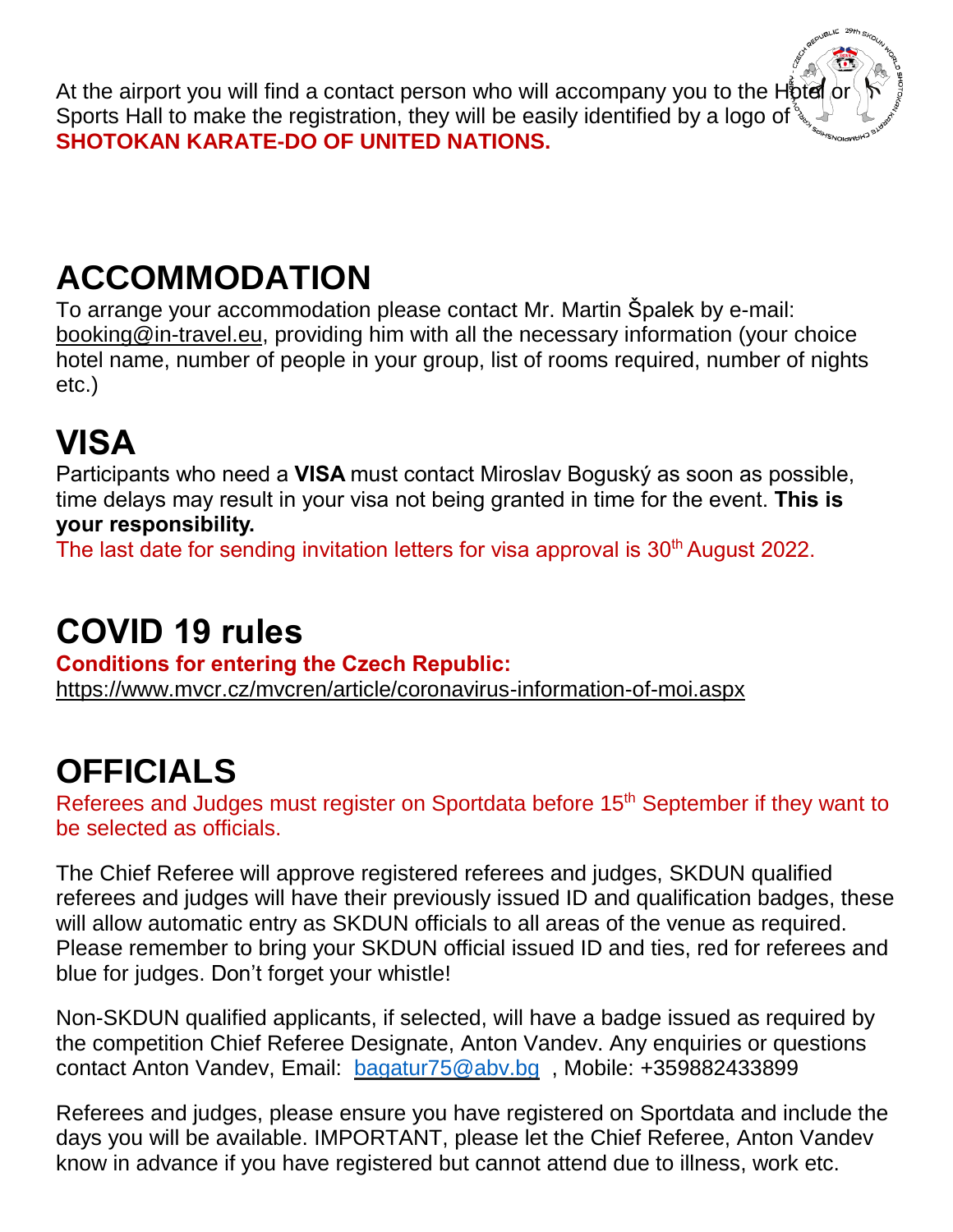At the airport you will find a contact person who will accompany you to the Hotel or Sports Hall to make the registration, they will be easily identified by a logo of **SHOTOKAN KARATE-DO OF UNITED NATIONS.**

# ACCOMMODATION

To arrange your accommodation please contact Mr. Martin Špalek by e-mail: booking@in-travel.eu, providing him with all the necessary information (your choice hotel name, number of people in your group, list of rooms required, number of nights etc.)

# VISA

Participants who need a **VISA** must contact Miroslav Boguský as soon as possible, time delays may result in your visa not being granted in time for the event. **This is your responsibility.**

The last date for sending invitation letters for visa approval is 30th August 2022.

# COVID 19 rules

**Conditions for entering the Czech Republic:**

https://www.mvcr.cz/mvcren/article/coronavirus-information-of-moi.aspx

# OFFICIALS

Referees and Judges must register on Sportdata before 15th September if they want to be selected as officials.

The Chief Referee will approve registered referees and judges, SKDUN qualified referees and judges will have their previously issued ID and qualification badges, these will allow automatic entry as SKDUN officials to all areas of the venue as required. Please remember to bring your SKDUN official issued ID and ties, red for referees and blue for judges. Don't forget your whistle!

Non-SKDUN qualified applicants, if selected, will have a badge issued as required by the competition Chief Referee Designate, Anton Vandev. Any enquiries or questions contact Anton Vandev, Email: bagatur75@abv.bg , Mobile: +359882433899

Referees and judges, please ensure you have registered on Sportdata and include the days you will be available. IMPORTANT, please let the Chief Referee, Anton Vandev know in advance if you have registered but cannot attend due to illness, work etc.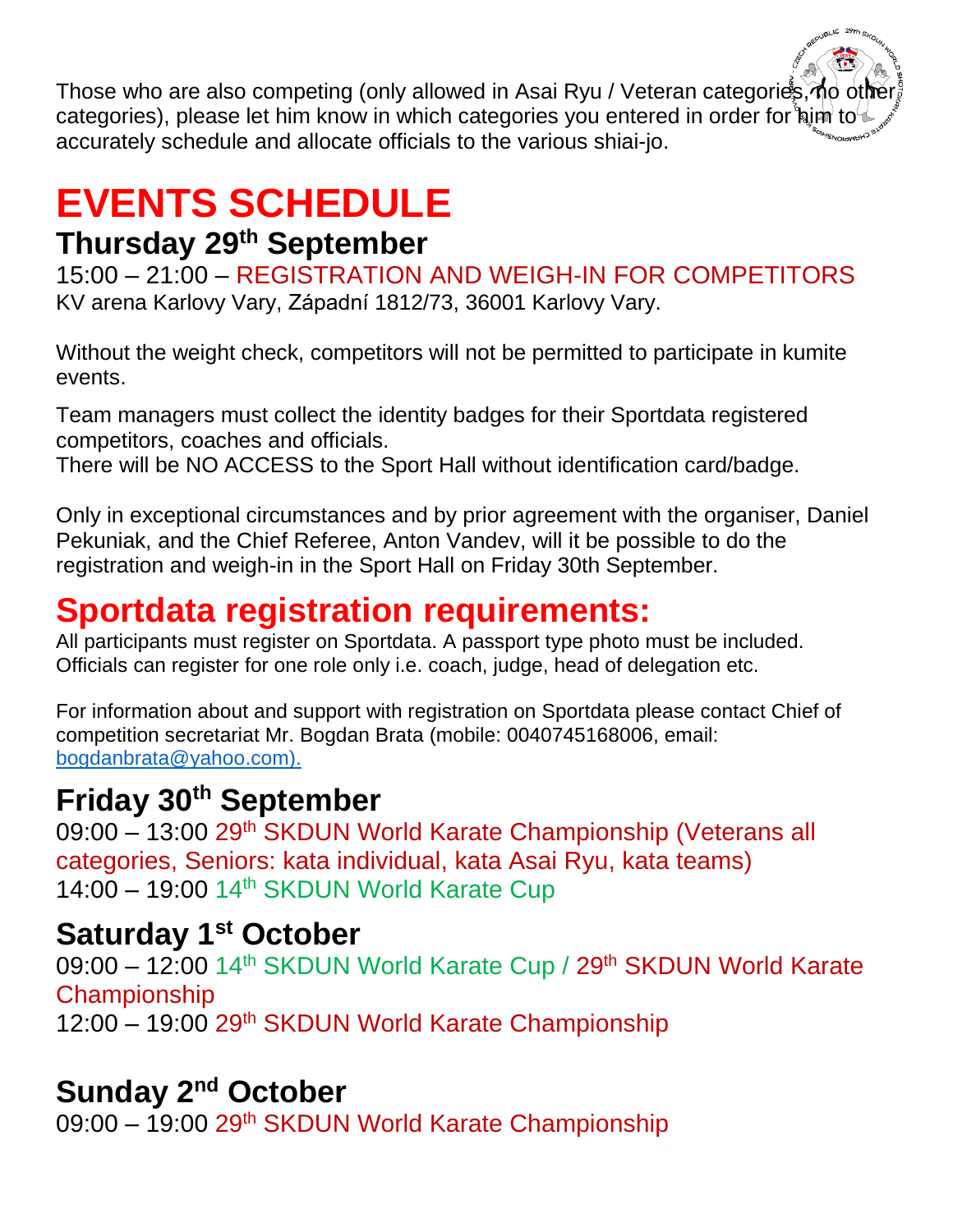Those who are also competing (only allowed in Asai Ryu / Veteran categories, no other categories), please let him know in which categories you entered in order for him to accurately schedule and allocate officials to the various shiai-jo.

# EVENTS SCHEDULE

## Thursday 29th September

15:00 – 21:00 – REGISTRATION AND WEIGH-IN FOR COMPETITORS
KV arena Karlovy Vary, Západní 1812/73, 36001 Karlovy Vary.

Without the weight check, competitors will not be permitted to participate in kumite events.

Team managers must collect the identity badges for their Sportdata registered competitors, coaches and officials.
There will be NO ACCESS to the Sport Hall without identification card/badge.

Only in exceptional circumstances and by prior agreement with the organiser, Daniel Pekuniak, and the Chief Referee, Anton Vandev, will it be possible to do the registration and weigh-in in the Sport Hall on Friday 30th September.

# Sportdata registration requirements:

All participants must register on Sportdata. A passport type photo must be included.
Officials can register for one role only i.e. coach, judge, head of delegation etc.

For information about and support with registration on Sportdata please contact Chief of competition secretariat Mr. Bogdan Brata (mobile: 0040745168006, email: bogdanbrata@yahoo.com).

## Friday 30th September

09:00 – 13:00 29th SKDUN World Karate Championship (Veterans all categories, Seniors: kata individual, kata Asai Ryu, kata teams)
14:00 – 19:00 14th SKDUN World Karate Cup

## Saturday 1st October

09:00 – 12:00 14th SKDUN World Karate Cup / 29th SKDUN World Karate Championship
12:00 – 19:00 29th SKDUN World Karate Championship

## Sunday 2nd October

09:00 – 19:00 29th SKDUN World Karate Championship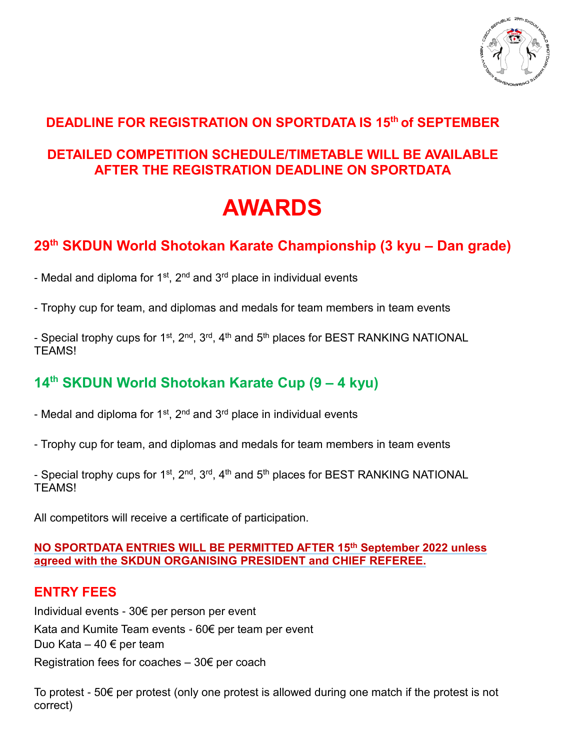**DEADLINE FOR REGISTRATION ON SPORTDATA IS 15th of SEPTEMBER**

**DETAILED COMPETITION SCHEDULE/TIMETABLE WILL BE AVAILABLE AFTER THE REGISTRATION DEADLINE ON SPORTDATA**

# AWARDS

## 29th SKDUN World Shotokan Karate Championship (3 kyu – Dan grade)

- Medal and diploma for 1st, 2nd and 3rd place in individual events

- Trophy cup for team, and diplomas and medals for team members in team events

- Special trophy cups for 1st, 2nd, 3rd, 4th and 5th places for BEST RANKING NATIONAL TEAMS!

## 14th SKDUN World Shotokan Karate Cup (9 – 4 kyu)

- Medal and diploma for 1st, 2nd and 3rd place in individual events

- Trophy cup for team, and diplomas and medals for team members in team events

- Special trophy cups for 1st, 2nd, 3rd, 4th and 5th places for BEST RANKING NATIONAL TEAMS!

All competitors will receive a certificate of participation.

**NO SPORTDATA ENTRIES WILL BE PERMITTED AFTER 15th September 2022 unless agreed with the SKDUN ORGANISING PRESIDENT and CHIEF REFEREE.**

## ENTRY FEES

Individual events - 30€ per person per event

Kata and Kumite Team events - 60€ per team per event

Duo Kata – 40 € per team

Registration fees for coaches – 30€ per coach

To protest - 50€ per protest (only one protest is allowed during one match if the protest is not correct)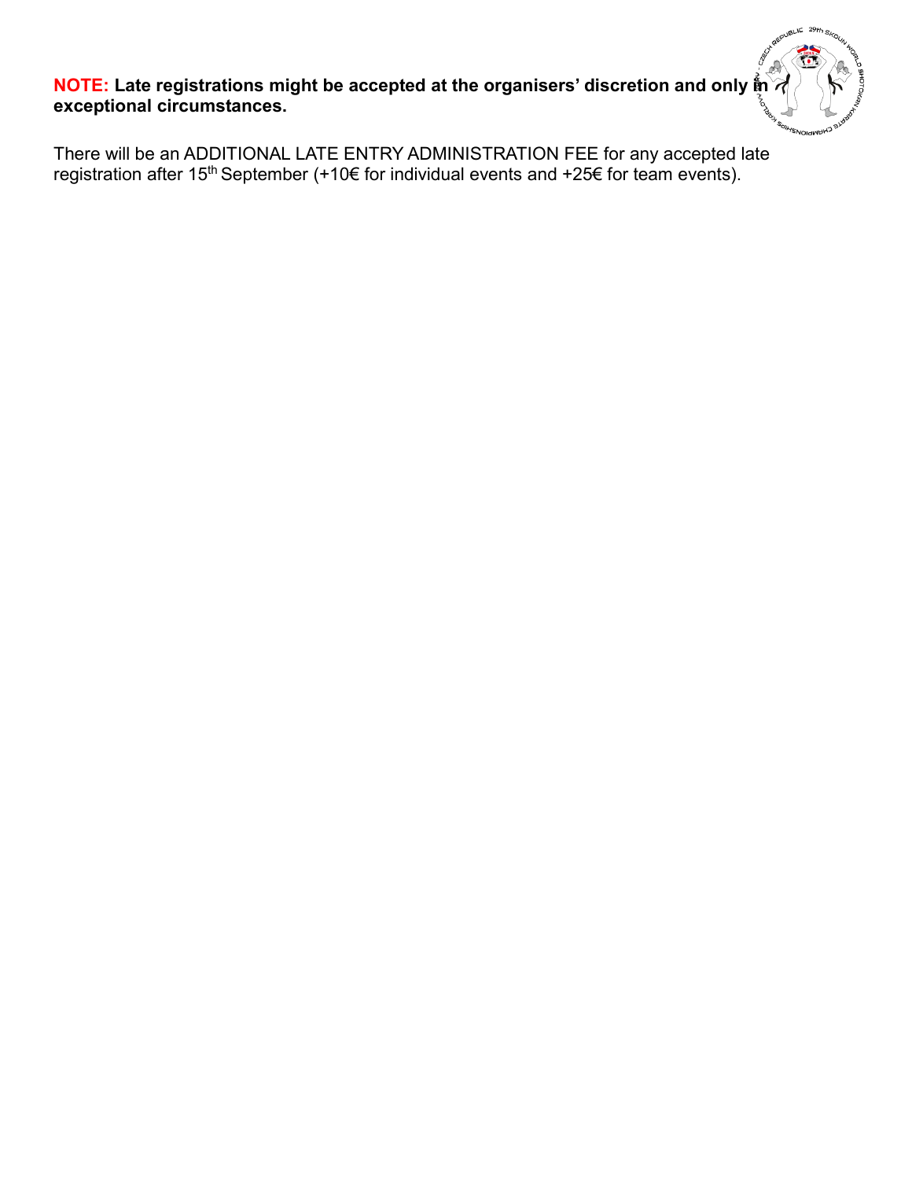**NOTE: Late registrations might be accepted at the organisers' discretion and only in exceptional circumstances.**

There will be an ADDITIONAL LATE ENTRY ADMINISTRATION FEE for any accepted late registration after 15th September (+10€ for individual events and +25€ for team events).